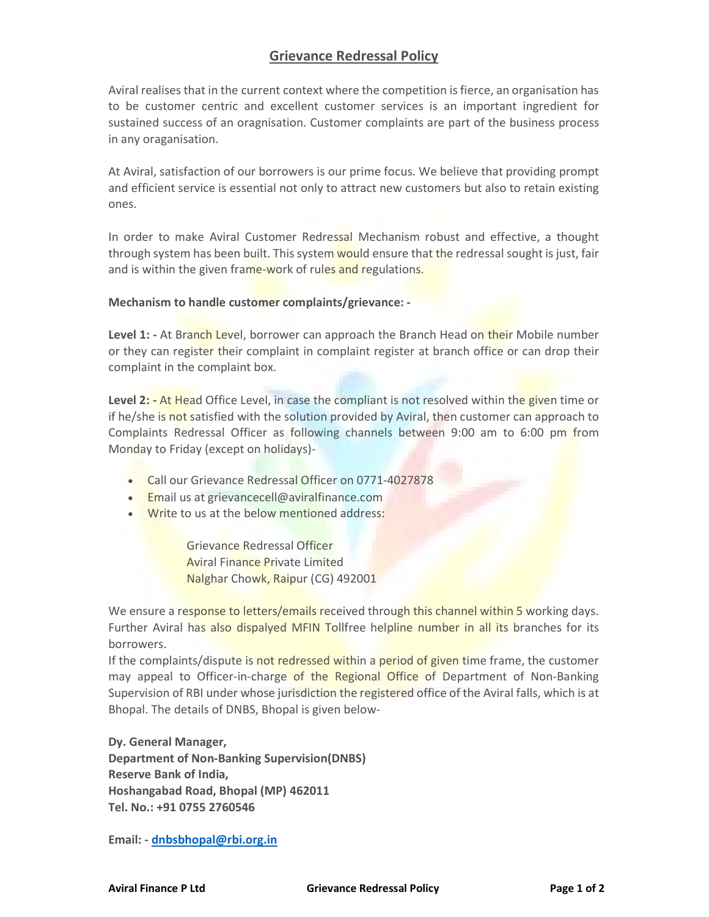# Grievance Redressal Policy

Aviral realises that in the current context where the competition is fierce, an organisation has to be customer centric and excellent customer services is an important ingredient for sustained success of an oragnisation. Customer complaints are part of the business process in any oraganisation.

At Aviral, satisfaction of our borrowers is our prime focus. We believe that providing prompt and efficient service is essential not only to attract new customers but also to retain existing ones.

In order to make Aviral Customer Redressal Mechanism robust and effective, a thought through system has been built. This system would ensure that the redressal sought is just, fair and is within the given frame-work of rules and regulations.

**Mechanism to handle customer complaints/grievance: -**

**Level 1: -** At Branch Level, borrower can approach the Branch Head on their Mobile number or they can register their complaint in complaint register at branch office or can drop their complaint in the complaint box.

**Level 2: -** At Head Office Level, in case the compliant is not resolved within the given time or if he/she is not satisfied with the solution provided by Aviral, then customer can approach to Complaints Redressal Officer as following channels between 9:00 am to 6:00 pm from Monday to Friday (except on holidays)-

- Call our Grievance Redressal Officer on 0771-4027878
- Email us at grievancecell@aviralfinance.com
- Write to us at the below mentioned address:

  Grievance Redressal Officer
  Aviral Finance Private Limited
  Nalghar Chowk, Raipur (CG) 492001

We ensure a response to letters/emails received through this channel within 5 working days. Further Aviral has also dispalyed MFIN Tollfree helpline number in all its branches for its borrowers.
If the complaints/dispute is not redressed within a period of given time frame, the customer may appeal to Officer-in-charge of the Regional Office of Department of Non-Banking Supervision of RBI under whose jurisdiction the registered office of the Aviral falls, which is at Bhopal. The details of DNBS, Bhopal is given below-

**Dy. General Manager,**
**Department of Non-Banking Supervision(DNBS)**
**Reserve Bank of India,**
**Hoshangabad Road, Bhopal (MP) 462011**
**Tel. No.: +91 0755 2760546**

**Email: - dnbsbhopal@rbi.org.in**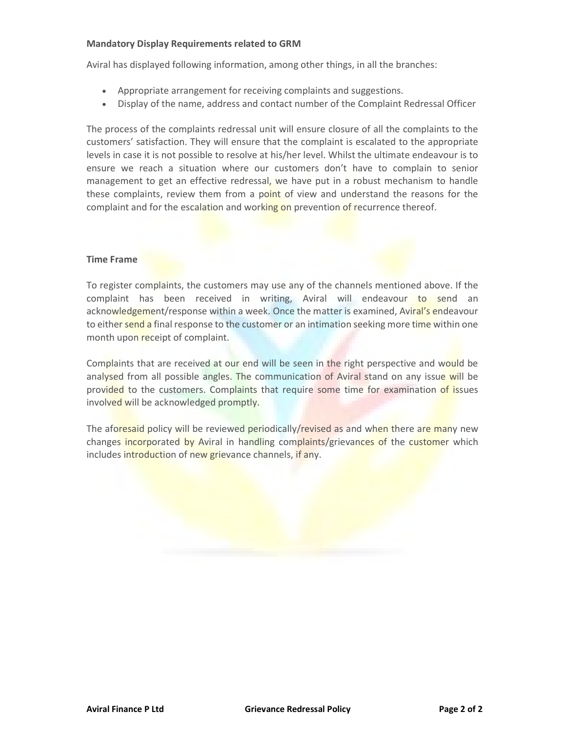**Mandatory Display Requirements related to GRM**

Aviral has displayed following information, among other things, in all the branches:

- Appropriate arrangement for receiving complaints and suggestions.
- Display of the name, address and contact number of the Complaint Redressal Officer

The process of the complaints redressal unit will ensure closure of all the complaints to the customers' satisfaction. They will ensure that the complaint is escalated to the appropriate levels in case it is not possible to resolve at his/her level. Whilst the ultimate endeavour is to ensure we reach a situation where our customers don't have to complain to senior management to get an effective redressal, we have put in a robust mechanism to handle these complaints, review them from a point of view and understand the reasons for the complaint and for the escalation and working on prevention of recurrence thereof.

**Time Frame**

To register complaints, the customers may use any of the channels mentioned above. If the complaint has been received in writing, Aviral will endeavour to send an acknowledgement/response within a week. Once the matter is examined, Aviral's endeavour to either send a final response to the customer or an intimation seeking more time within one month upon receipt of complaint.

Complaints that are received at our end will be seen in the right perspective and would be analysed from all possible angles. The communication of Aviral stand on any issue will be provided to the customers. Complaints that require some time for examination of issues involved will be acknowledged promptly.

The aforesaid policy will be reviewed periodically/revised as and when there are many new changes incorporated by Aviral in handling complaints/grievances of the customer which includes introduction of new grievance channels, if any.